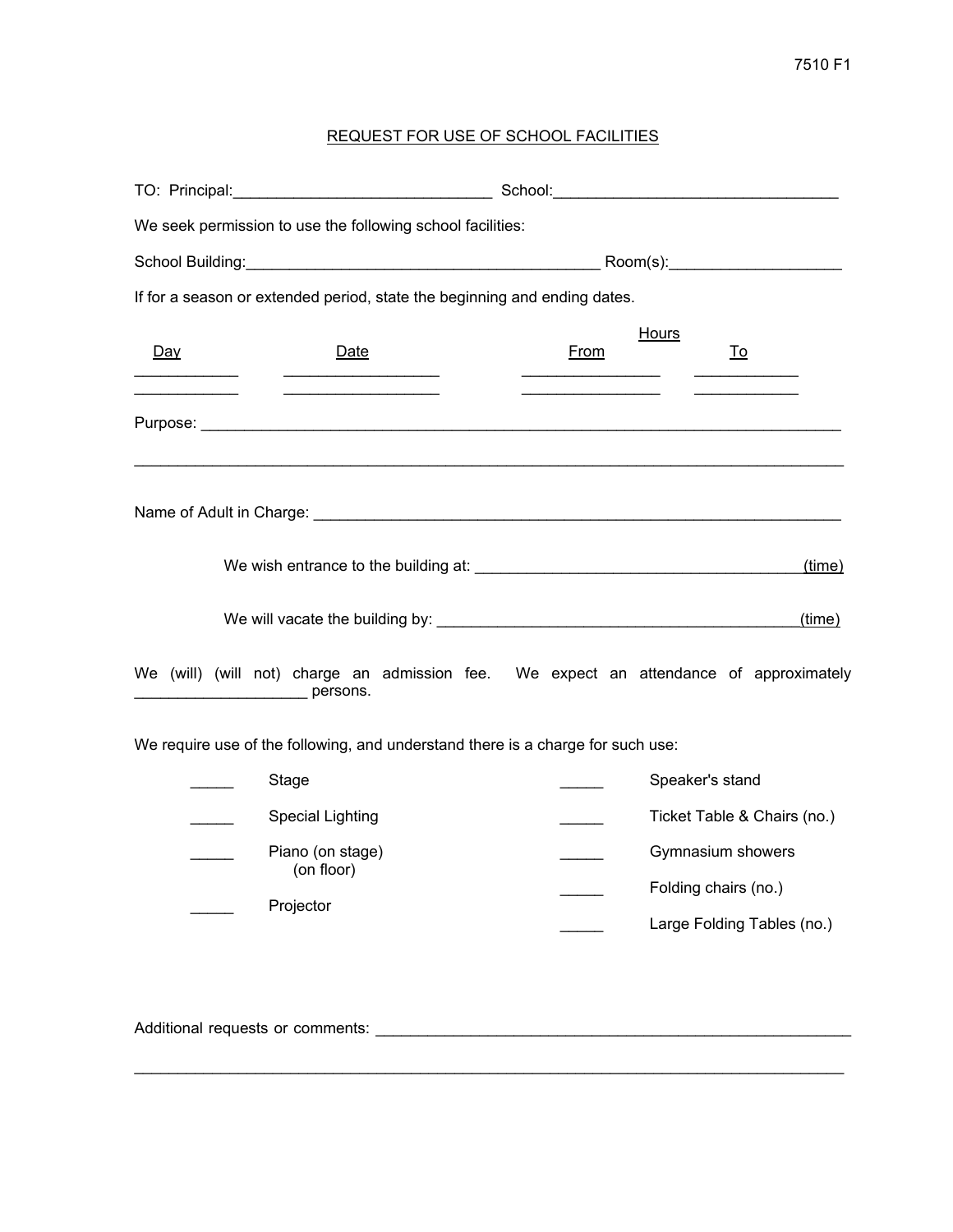7510 F1

# REQUEST FOR USE OF SCHOOL FACILITIES

TO: Principal:______________________________ School:________________________________

We seek permission to use the following school facilities:

School Building:________________________________________ Room(s):___________________

If for a season or extended period, state the beginning and ending dates.

| Day | Date | Hours From | Hours To |
|---|---|---|---|
| ____________ | __________________ | ________________ | ____________ |
| ____________ | __________________ | ________________ | ____________ |

Purpose: ___________________________________________________________________________

____________________________________________________________________________________

Name of Adult in Charge: ____________________________________________________________

We wish entrance to the building at: _____________________________________ (time)

We will vacate the building by: __________________________________________ (time)

We (will) (will not) charge an admission fee. We expect an attendance of approximately ___________________ persons.

We require use of the following, and understand there is a charge for such use:

_____ Stage

_____ Special Lighting

_____ Piano (on stage)
(on floor)

_____ Projector

_____ Speaker's stand

_____ Ticket Table & Chairs (no.)

_____ Gymnasium showers

_____ Folding chairs (no.)

_____ Large Folding Tables (no.)

Additional requests or comments: ______________________________________________________

____________________________________________________________________________________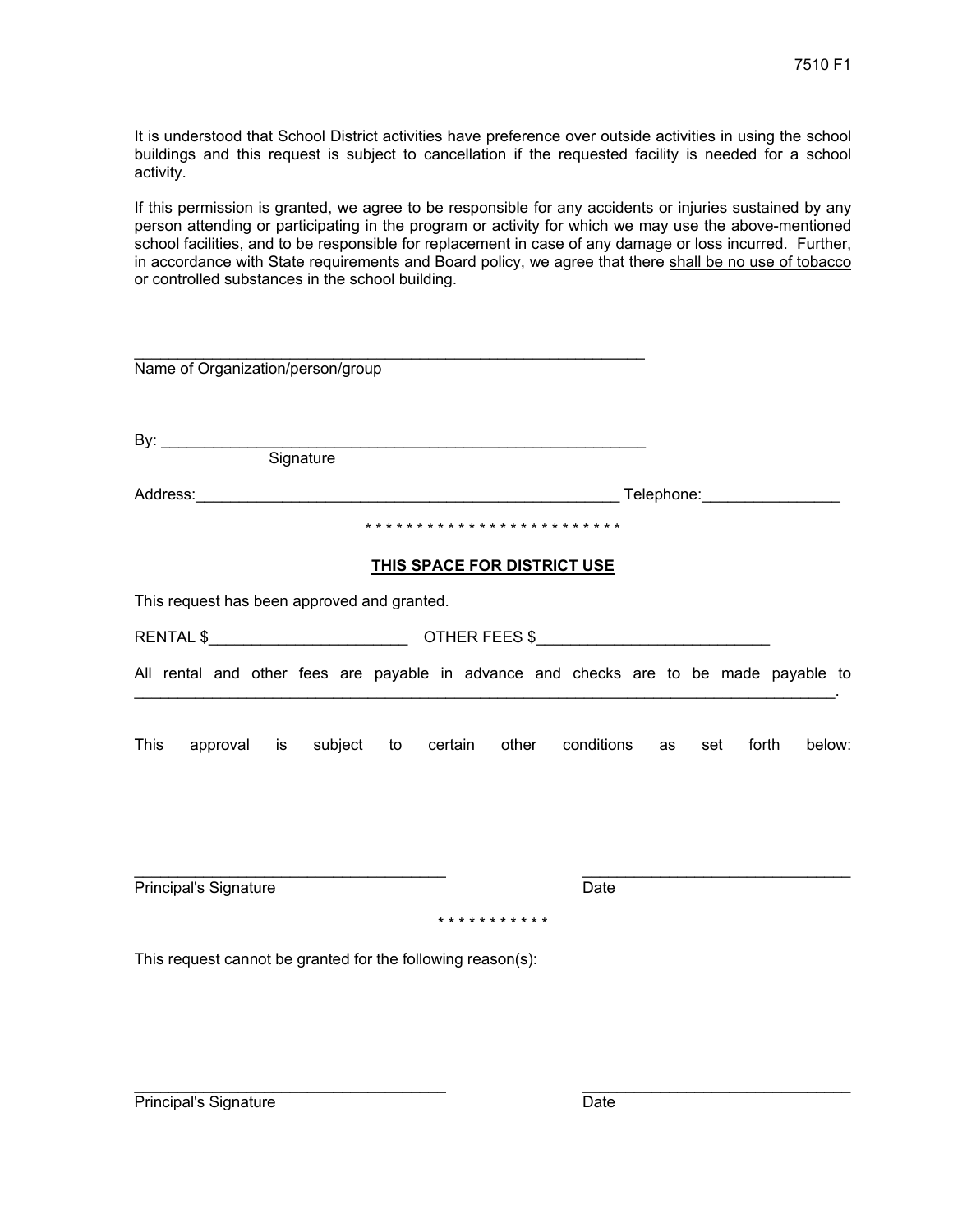It is understood that School District activities have preference over outside activities in using the school buildings and this request is subject to cancellation if the requested facility is needed for a school activity.

If this permission is granted, we agree to be responsible for any accidents or injuries sustained by any person attending or participating in the program or activity for which we may use the above-mentioned school facilities, and to be responsible for replacement in case of any damage or loss incurred. Further, in accordance with State requirements and Board policy, we agree that there shall be no use of tobacco or controlled substances in the school building.

\_\_\_\_\_\_\_\_\_\_\_\_\_\_\_\_\_\_\_\_\_\_\_\_\_\_\_\_\_\_\_\_\_\_\_\_\_\_\_\_\_\_\_\_\_\_\_\_\_\_\_\_\_\_\_\_\_\_
Name of Organization/person/group

By: \_\_\_\_\_\_\_\_\_\_\_\_\_\_\_\_\_\_\_\_\_\_\_\_\_\_\_\_\_\_\_\_\_\_\_\_\_\_\_\_\_\_\_\_\_\_\_\_\_\_\_\_\_\_
Signature

Address:\_\_\_\_\_\_\_\_\_\_\_\_\_\_\_\_\_\_\_\_\_\_\_\_\_\_\_\_\_\_\_\_\_\_\_\_\_\_\_\_\_\_\_\_\_\_\_\_ Telephone:\_\_\_\_\_\_\_\_\_\_\_\_\_\_\_\_

* * * * * * * * * * * * * * * * * * * * * * * * * *

**THIS SPACE FOR DISTRICT USE**

This request has been approved and granted.

RENTAL $\_\_\_\_\_\_\_\_\_\_\_\_\_\_\_\_\_\_\_\_\_\_ OTHER FEES $\_\_\_\_\_\_\_\_\_\_\_\_\_\_\_\_\_\_\_\_\_\_\_\_\_\_

All rental and other fees are payable in advance and checks are to be made payable to \_\_\_\_\_\_\_\_\_\_\_\_\_\_\_\_\_\_\_\_\_\_\_\_\_\_\_\_\_\_\_\_\_\_\_\_\_\_\_\_\_\_\_\_\_\_\_\_\_\_\_\_\_\_\_\_\_\_\_\_\_\_\_\_\_\_\_\_\_\_\_\_\_\_\_\_\_\_\_\_\_\_\_.

This approval is subject to certain other conditions as set forth below:

\_\_\_\_\_\_\_\_\_\_\_\_\_\_\_\_\_\_\_\_\_\_\_\_\_\_\_\_\_\_\_\_\_\_\_\_ \_\_\_\_\_\_\_\_\_\_\_\_\_\_\_\_\_\_\_\_\_\_\_\_\_\_\_\_\_\_\_
Principal's Signature Date

* * * * * * * * * * *

This request cannot be granted for the following reason(s):

\_\_\_\_\_\_\_\_\_\_\_\_\_\_\_\_\_\_\_\_\_\_\_\_\_\_\_\_\_\_\_\_\_\_\_\_ \_\_\_\_\_\_\_\_\_\_\_\_\_\_\_\_\_\_\_\_\_\_\_\_\_\_\_\_\_\_\_
Principal's Signature Date